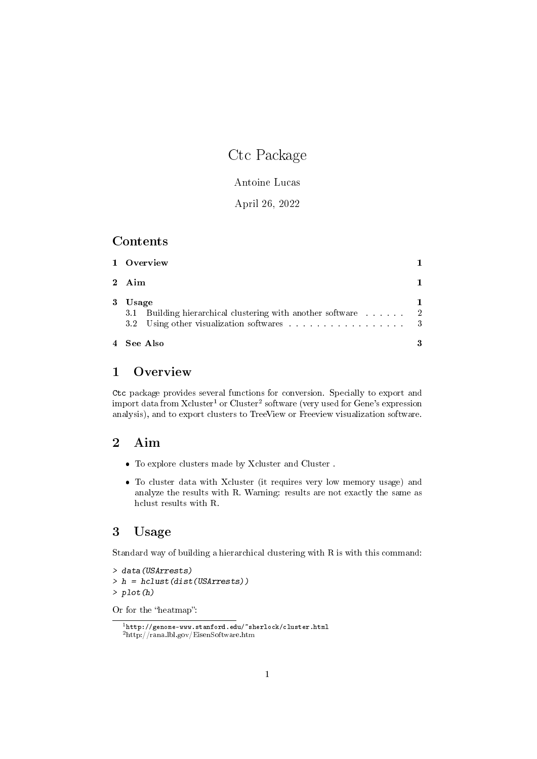# Ctc Package

Antoine Lucas

April 26, 2022

## Contents

| | | |
|---|---|---|
| **1** | **Overview** | **1** |
| **2** | **Aim** | **1** |
| **3** | **Usage** | **1** |
| 3.1 | Building hierarchical clustering with another software | 2 |
| 3.2 | Using other visualization softwares | 3 |
| **4** | **See Also** | **3** |

## 1 Overview

`Ctc` package provides several functions for conversion. Specially to export and import data from Xcluster[1] or Cluster[2] software (very used for Gene's expression analysis), and to export clusters to TreeView or Freeview visualization software.

## 2 Aim

- To explore clusters made by Xcluster and Cluster .
- To cluster data with Xcluster (it requires very low memory usage) and analyze the results with R. Warning: results are not exactly the same as hclust results with R.

## 3 Usage

Standard way of building a hierarchical clustering with R is with this command:

```
> data(USArrests)
> h = hclust(dist(USArrests))
> plot(h)
```

Or for the "heatmap":

[1] `http://genome-www.stanford.edu/~sherlock/cluster.html`

[2] http://rana.lbl.gov/EisenSoftware.htm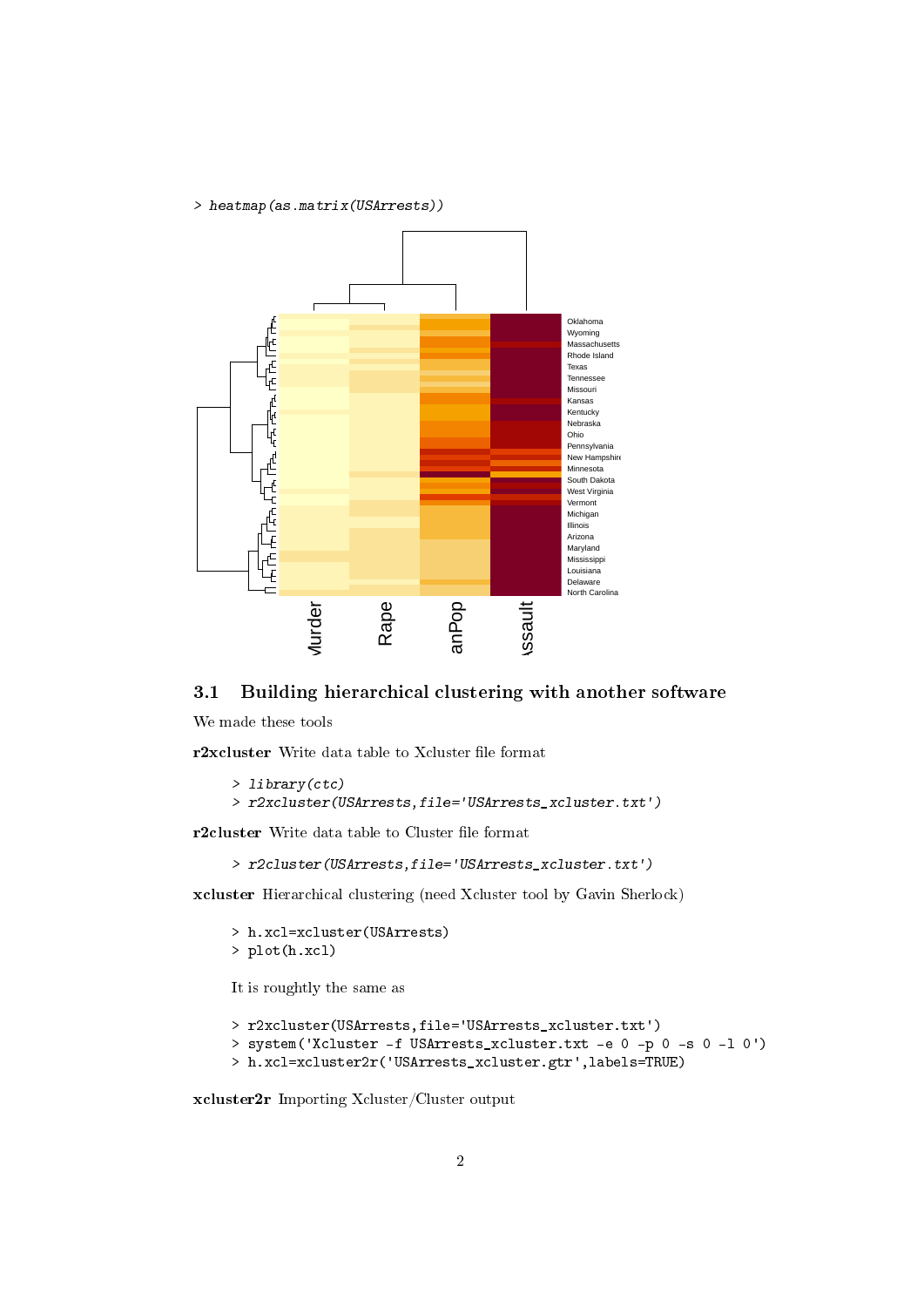```
> heatmap(as.matrix(USArrests))
```

### 3.1 Building hierarchical clustering with another software

We made these tools

**r2xcluster** Write data table to Xcluster file format

```
> library(ctc)
> r2xcluster(USArrests,file='USArrests_xcluster.txt')
```

**r2cluster** Write data table to Cluster file format

```
> r2cluster(USArrests,file='USArrests_xcluster.txt')
```

**xcluster** Hierarchical clustering (need Xcluster tool by Gavin Sherlock)

```
> h.xcl=xcluster(USArrests)
> plot(h.xcl)
```

It is roughtly the same as

```
> r2xcluster(USArrests,file='USArrests_xcluster.txt')
> system('Xcluster -f USArrests_xcluster.txt -e 0 -p 0 -s 0 -l 0')
> h.xcl=xcluster2r('USArrests_xcluster.gtr',labels=TRUE)
```

**xcluster2r** Importing Xcluster/Cluster output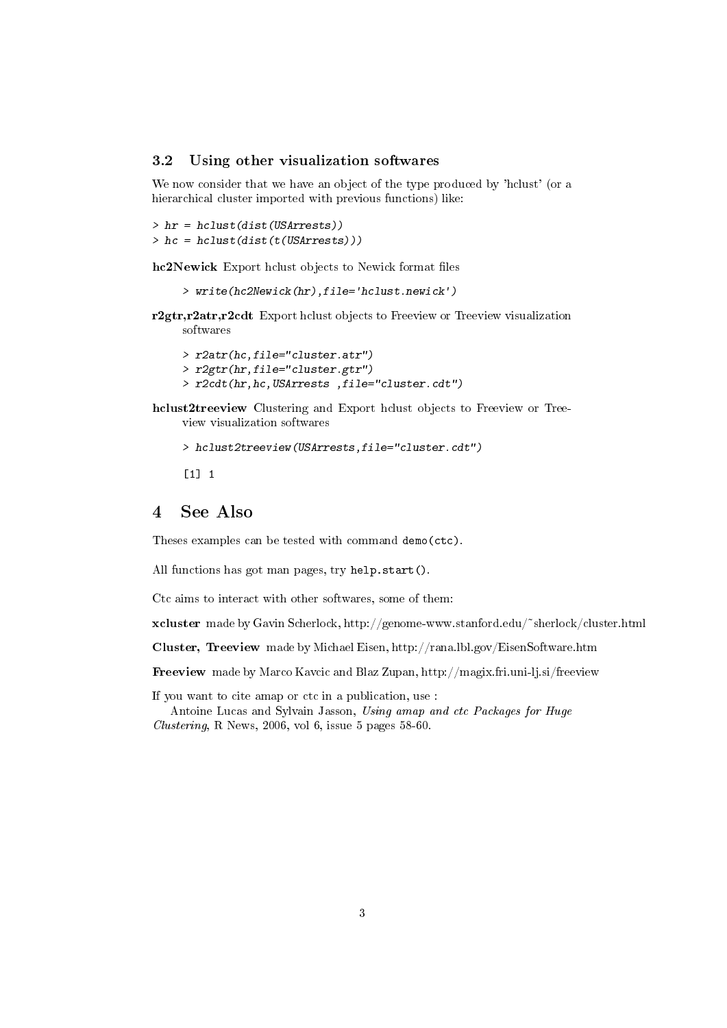### 3.2 Using other visualization softwares

We now consider that we have an object of the type produced by 'hclust' (or a hierarchical cluster imported with previous functions) like:

```
> hr = hclust(dist(USArrests))
> hc = hclust(dist(t(USArrests)))
```

**hc2Newick** Export hclust objects to Newick format files

```
> write(hc2Newick(hr),file='hclust.newick')
```

**r2gtr,r2atr,r2cdt** Export hclust objects to Freeview or Treeview visualization softwares

```
> r2atr(hc,file="cluster.atr")
> r2gtr(hr,file="cluster.gtr")
> r2cdt(hr,hc,USArrests ,file="cluster.cdt")
```

**hclust2treeview** Clustering and Export hclust objects to Freeview or Treeview visualization softwares

```
> hclust2treeview(USArrests,file="cluster.cdt")

[1] 1
```

## 4 See Also

Theses examples can be tested with command `demo(ctc)`.

All functions has got man pages, try `help.start()`.

Ctc aims to interact with other softwares, some of them:

**xcluster** made by Gavin Scherlock, http://genome-www.stanford.edu/~sherlock/cluster.html

**Cluster, Treeview** made by Michael Eisen, http://rana.lbl.gov/EisenSoftware.htm

**Freeview** made by Marco Kavcic and Blaz Zupan, http://magix.fri.uni-lj.si/freeview

If you want to cite amap or ctc in a publication, use :
Antoine Lucas and Sylvain Jasson, *Using amap and ctc Packages for Huge Clustering*, R News, 2006, vol 6, issue 5 pages 58-60.